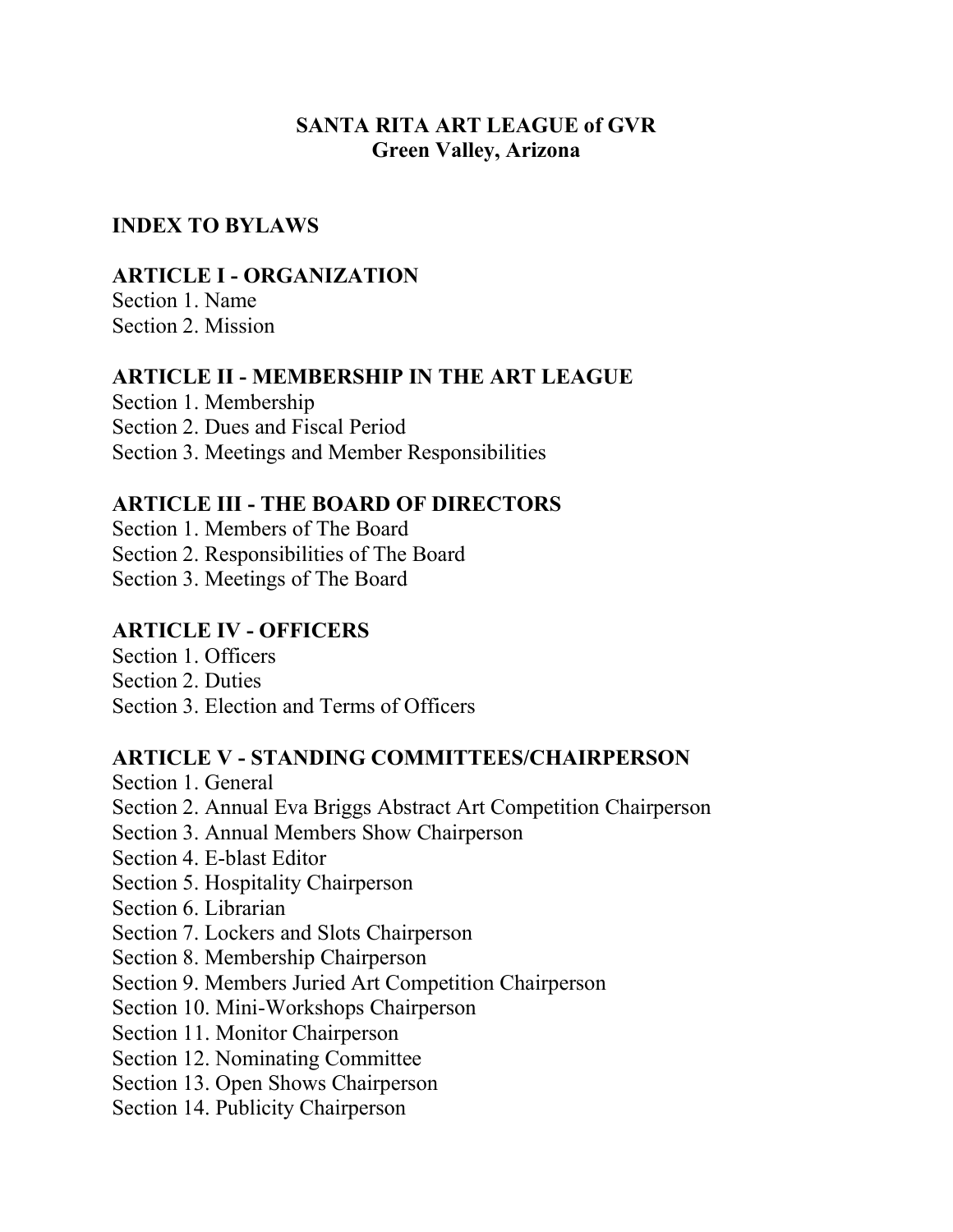# SANTA RITA ART LEAGUE of GVR
## Green Valley, Arizona

## INDEX TO BYLAWS

### ARTICLE I - ORGANIZATION
Section 1. Name
Section 2. Mission

### ARTICLE II - MEMBERSHIP IN THE ART LEAGUE
Section 1. Membership
Section 2. Dues and Fiscal Period
Section 3. Meetings and Member Responsibilities

### ARTICLE III - THE BOARD OF DIRECTORS
Section 1. Members of The Board
Section 2. Responsibilities of The Board
Section 3. Meetings of The Board

### ARTICLE IV - OFFICERS
Section 1. Officers
Section 2. Duties
Section 3. Election and Terms of Officers

### ARTICLE V - STANDING COMMITTEES/CHAIRPERSON
Section 1. General
Section 2. Annual Eva Briggs Abstract Art Competition Chairperson
Section 3. Annual Members Show Chairperson
Section 4. E-blast Editor
Section 5. Hospitality Chairperson
Section 6. Librarian
Section 7. Lockers and Slots Chairperson
Section 8. Membership Chairperson
Section 9. Members Juried Art Competition Chairperson
Section 10. Mini-Workshops Chairperson
Section 11. Monitor Chairperson
Section 12. Nominating Committee
Section 13. Open Shows Chairperson
Section 14. Publicity Chairperson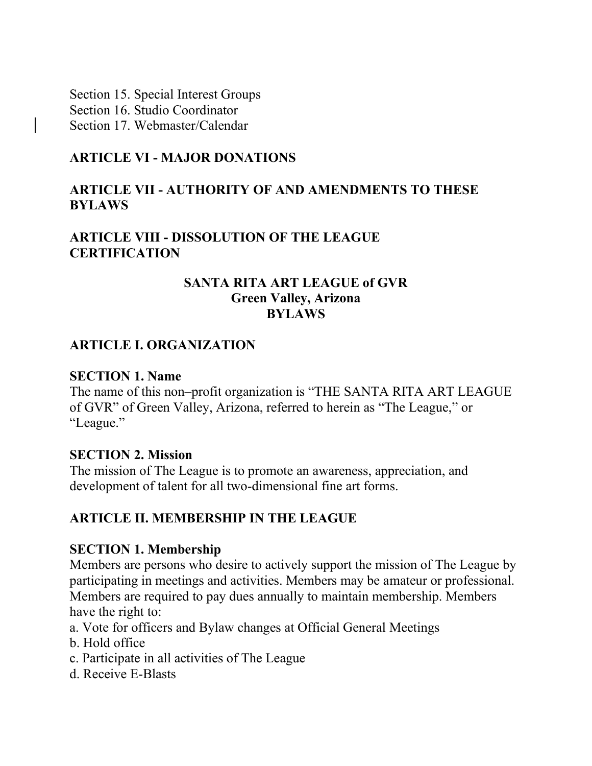Section 15. Special Interest Groups
Section 16. Studio Coordinator
Section 17. Webmaster/Calendar

**ARTICLE VI - MAJOR DONATIONS**

**ARTICLE VII - AUTHORITY OF AND AMENDMENTS TO THESE BYLAWS**

**ARTICLE VIII - DISSOLUTION OF THE LEAGUE CERTIFICATION**

# SANTA RITA ART LEAGUE of GVR
## Green Valley, Arizona
## BYLAWS

## ARTICLE I. ORGANIZATION

### SECTION 1. Name

The name of this non–profit organization is "THE SANTA RITA ART LEAGUE of GVR" of Green Valley, Arizona, referred to herein as "The League," or "League."

### SECTION 2. Mission

The mission of The League is to promote an awareness, appreciation, and development of talent for all two-dimensional fine art forms.

## ARTICLE II. MEMBERSHIP IN THE LEAGUE

### SECTION 1. Membership

Members are persons who desire to actively support the mission of The League by participating in meetings and activities. Members may be amateur or professional. Members are required to pay dues annually to maintain membership. Members have the right to:

a. Vote for officers and Bylaw changes at Official General Meetings
b. Hold office
c. Participate in all activities of The League
d. Receive E-Blasts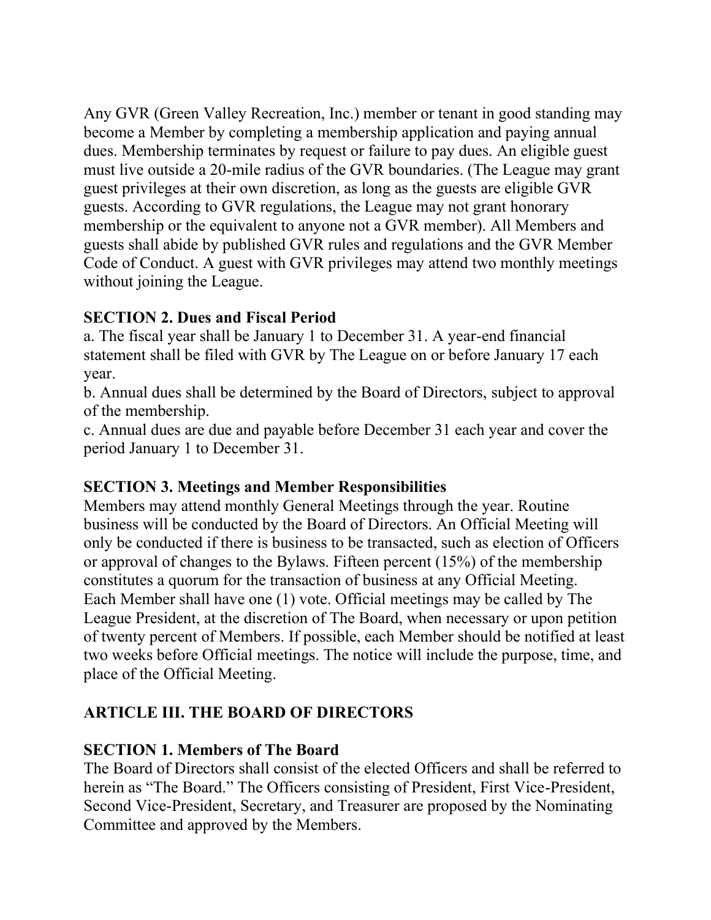Any GVR (Green Valley Recreation, Inc.) member or tenant in good standing may become a Member by completing a membership application and paying annual dues. Membership terminates by request or failure to pay dues. An eligible guest must live outside a 20-mile radius of the GVR boundaries. (The League may grant guest privileges at their own discretion, as long as the guests are eligible GVR guests. According to GVR regulations, the League may not grant honorary membership or the equivalent to anyone not a GVR member). All Members and guests shall abide by published GVR rules and regulations and the GVR Member Code of Conduct. A guest with GVR privileges may attend two monthly meetings without joining the League.

**SECTION 2. Dues and Fiscal Period**

a. The fiscal year shall be January 1 to December 31. A year-end financial statement shall be filed with GVR by The League on or before January 17 each year.

b. Annual dues shall be determined by the Board of Directors, subject to approval of the membership.

c. Annual dues are due and payable before December 31 each year and cover the period January 1 to December 31.

**SECTION 3. Meetings and Member Responsibilities**

Members may attend monthly General Meetings through the year. Routine business will be conducted by the Board of Directors. An Official Meeting will only be conducted if there is business to be transacted, such as election of Officers or approval of changes to the Bylaws. Fifteen percent (15%) of the membership constitutes a quorum for the transaction of business at any Official Meeting. Each Member shall have one (1) vote. Official meetings may be called by The League President, at the discretion of The Board, when necessary or upon petition of twenty percent of Members. If possible, each Member should be notified at least two weeks before Official meetings. The notice will include the purpose, time, and place of the Official Meeting.

## ARTICLE III. THE BOARD OF DIRECTORS

**SECTION 1. Members of The Board**

The Board of Directors shall consist of the elected Officers and shall be referred to herein as "The Board." The Officers consisting of President, First Vice-President, Second Vice-President, Secretary, and Treasurer are proposed by the Nominating Committee and approved by the Members.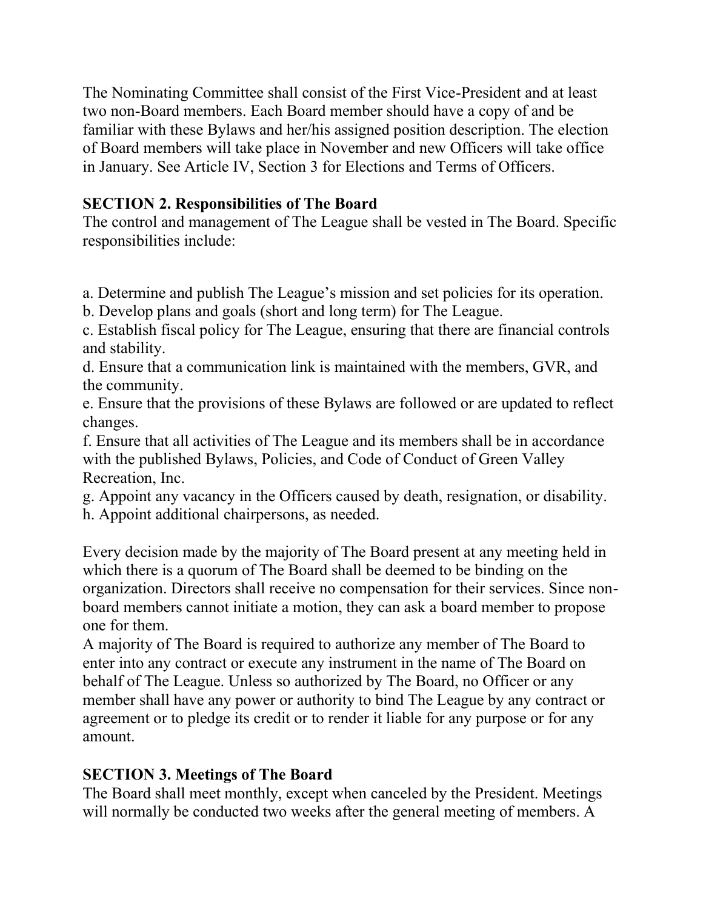The Nominating Committee shall consist of the First Vice-President and at least two non-Board members. Each Board member should have a copy of and be familiar with these Bylaws and her/his assigned position description. The election of Board members will take place in November and new Officers will take office in January. See Article IV, Section 3 for Elections and Terms of Officers.

**SECTION 2. Responsibilities of The Board**

The control and management of The League shall be vested in The Board. Specific responsibilities include:

a. Determine and publish The League's mission and set policies for its operation.
b. Develop plans and goals (short and long term) for The League.
c. Establish fiscal policy for The League, ensuring that there are financial controls and stability.
d. Ensure that a communication link is maintained with the members, GVR, and the community.
e. Ensure that the provisions of these Bylaws are followed or are updated to reflect changes.
f. Ensure that all activities of The League and its members shall be in accordance with the published Bylaws, Policies, and Code of Conduct of Green Valley Recreation, Inc.
g. Appoint any vacancy in the Officers caused by death, resignation, or disability.
h. Appoint additional chairpersons, as needed.

Every decision made by the majority of The Board present at any meeting held in which there is a quorum of The Board shall be deemed to be binding on the organization. Directors shall receive no compensation for their services. Since non-board members cannot initiate a motion, they can ask a board member to propose one for them.
A majority of The Board is required to authorize any member of The Board to enter into any contract or execute any instrument in the name of The Board on behalf of The League. Unless so authorized by The Board, no Officer or any member shall have any power or authority to bind The League by any contract or agreement or to pledge its credit or to render it liable for any purpose or for any amount.

**SECTION 3. Meetings of The Board**

The Board shall meet monthly, except when canceled by the President. Meetings will normally be conducted two weeks after the general meeting of members. A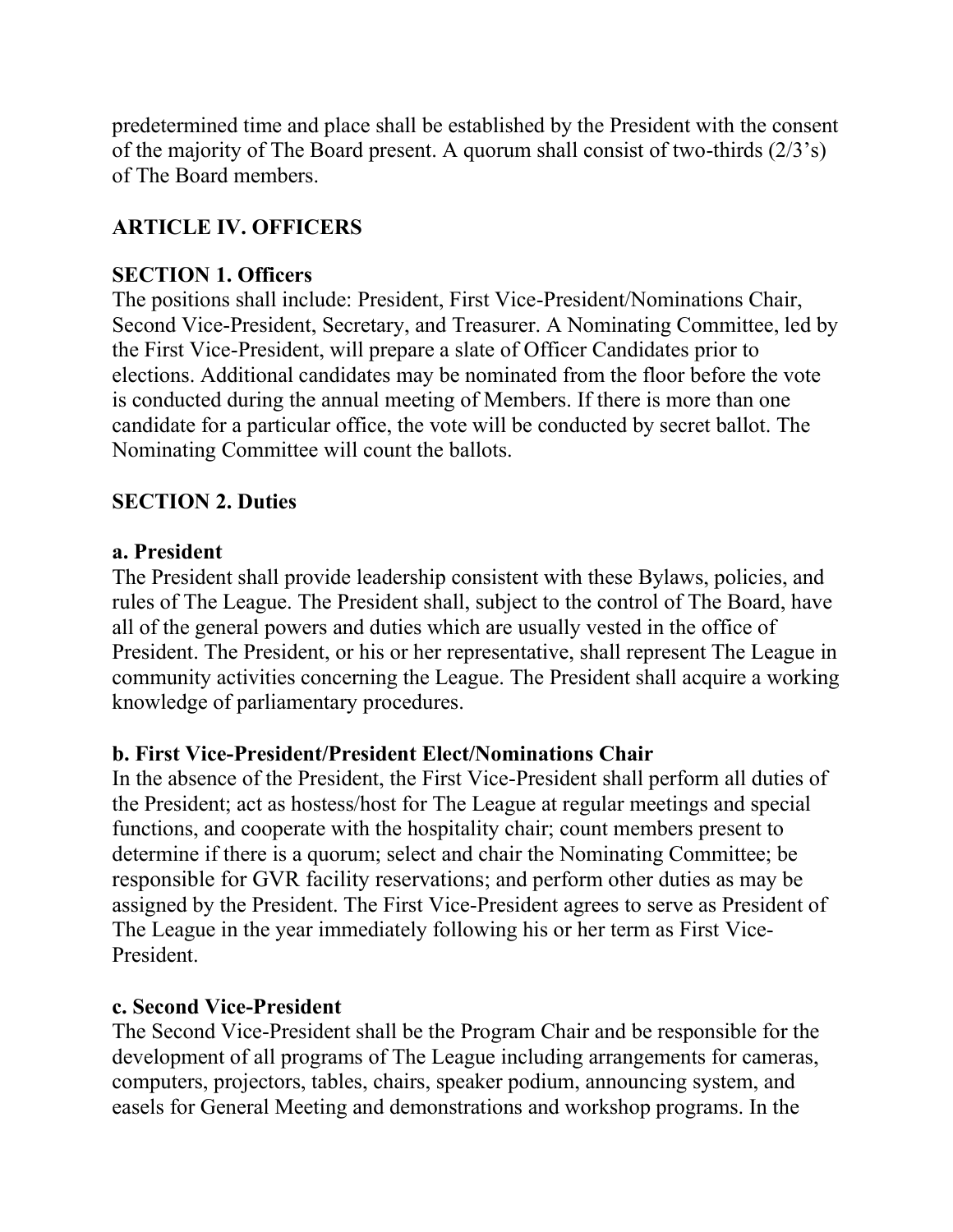predetermined time and place shall be established by the President with the consent of the majority of The Board present. A quorum shall consist of two-thirds (2/3's) of The Board members.

## ARTICLE IV. OFFICERS

### SECTION 1. Officers

The positions shall include: President, First Vice-President/Nominations Chair, Second Vice-President, Secretary, and Treasurer. A Nominating Committee, led by the First Vice-President, will prepare a slate of Officer Candidates prior to elections. Additional candidates may be nominated from the floor before the vote is conducted during the annual meeting of Members. If there is more than one candidate for a particular office, the vote will be conducted by secret ballot. The Nominating Committee will count the ballots.

### SECTION 2. Duties

#### a. President

The President shall provide leadership consistent with these Bylaws, policies, and rules of The League. The President shall, subject to the control of The Board, have all of the general powers and duties which are usually vested in the office of President. The President, or his or her representative, shall represent The League in community activities concerning the League. The President shall acquire a working knowledge of parliamentary procedures.

#### b. First Vice-President/President Elect/Nominations Chair

In the absence of the President, the First Vice-President shall perform all duties of the President; act as hostess/host for The League at regular meetings and special functions, and cooperate with the hospitality chair; count members present to determine if there is a quorum; select and chair the Nominating Committee; be responsible for GVR facility reservations; and perform other duties as may be assigned by the President. The First Vice-President agrees to serve as President of The League in the year immediately following his or her term as First Vice-President.

#### c. Second Vice-President

The Second Vice-President shall be the Program Chair and be responsible for the development of all programs of The League including arrangements for cameras, computers, projectors, tables, chairs, speaker podium, announcing system, and easels for General Meeting and demonstrations and workshop programs. In the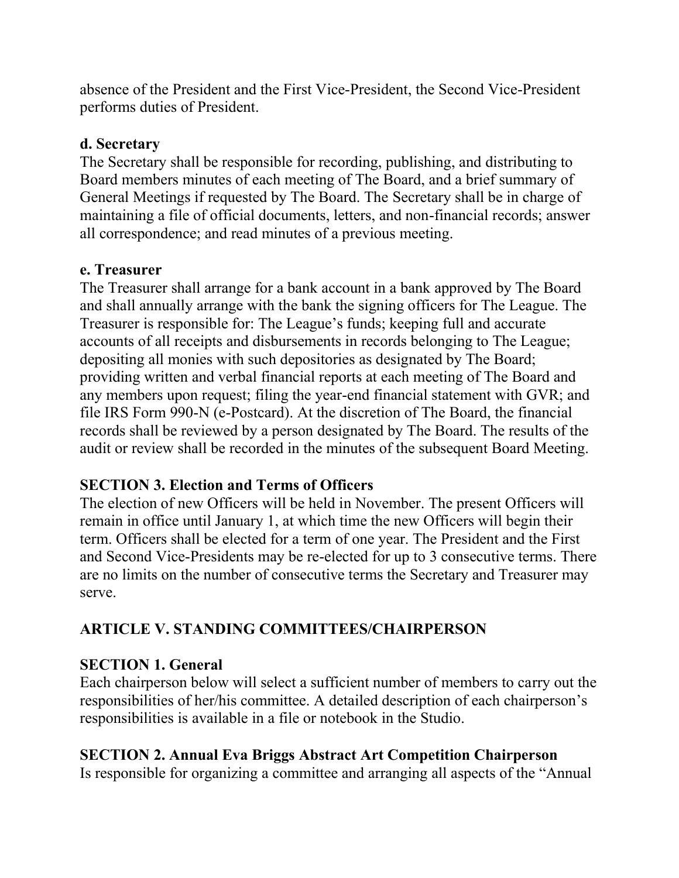absence of the President and the First Vice-President, the Second Vice-President performs duties of President.

**d. Secretary**

The Secretary shall be responsible for recording, publishing, and distributing to Board members minutes of each meeting of The Board, and a brief summary of General Meetings if requested by The Board. The Secretary shall be in charge of maintaining a file of official documents, letters, and non-financial records; answer all correspondence; and read minutes of a previous meeting.

**e. Treasurer**

The Treasurer shall arrange for a bank account in a bank approved by The Board and shall annually arrange with the bank the signing officers for The League. The Treasurer is responsible for: The League's funds; keeping full and accurate accounts of all receipts and disbursements in records belonging to The League; depositing all monies with such depositories as designated by The Board; providing written and verbal financial reports at each meeting of The Board and any members upon request; filing the year-end financial statement with GVR; and file IRS Form 990-N (e-Postcard). At the discretion of The Board, the financial records shall be reviewed by a person designated by The Board. The results of the audit or review shall be recorded in the minutes of the subsequent Board Meeting.

### SECTION 3. Election and Terms of Officers

The election of new Officers will be held in November. The present Officers will remain in office until January 1, at which time the new Officers will begin their term. Officers shall be elected for a term of one year. The President and the First and Second Vice-Presidents may be re-elected for up to 3 consecutive terms. There are no limits on the number of consecutive terms the Secretary and Treasurer may serve.

## ARTICLE V. STANDING COMMITTEES/CHAIRPERSON

### SECTION 1. General

Each chairperson below will select a sufficient number of members to carry out the responsibilities of her/his committee. A detailed description of each chairperson's responsibilities is available in a file or notebook in the Studio.

### SECTION 2. Annual Eva Briggs Abstract Art Competition Chairperson

Is responsible for organizing a committee and arranging all aspects of the "Annual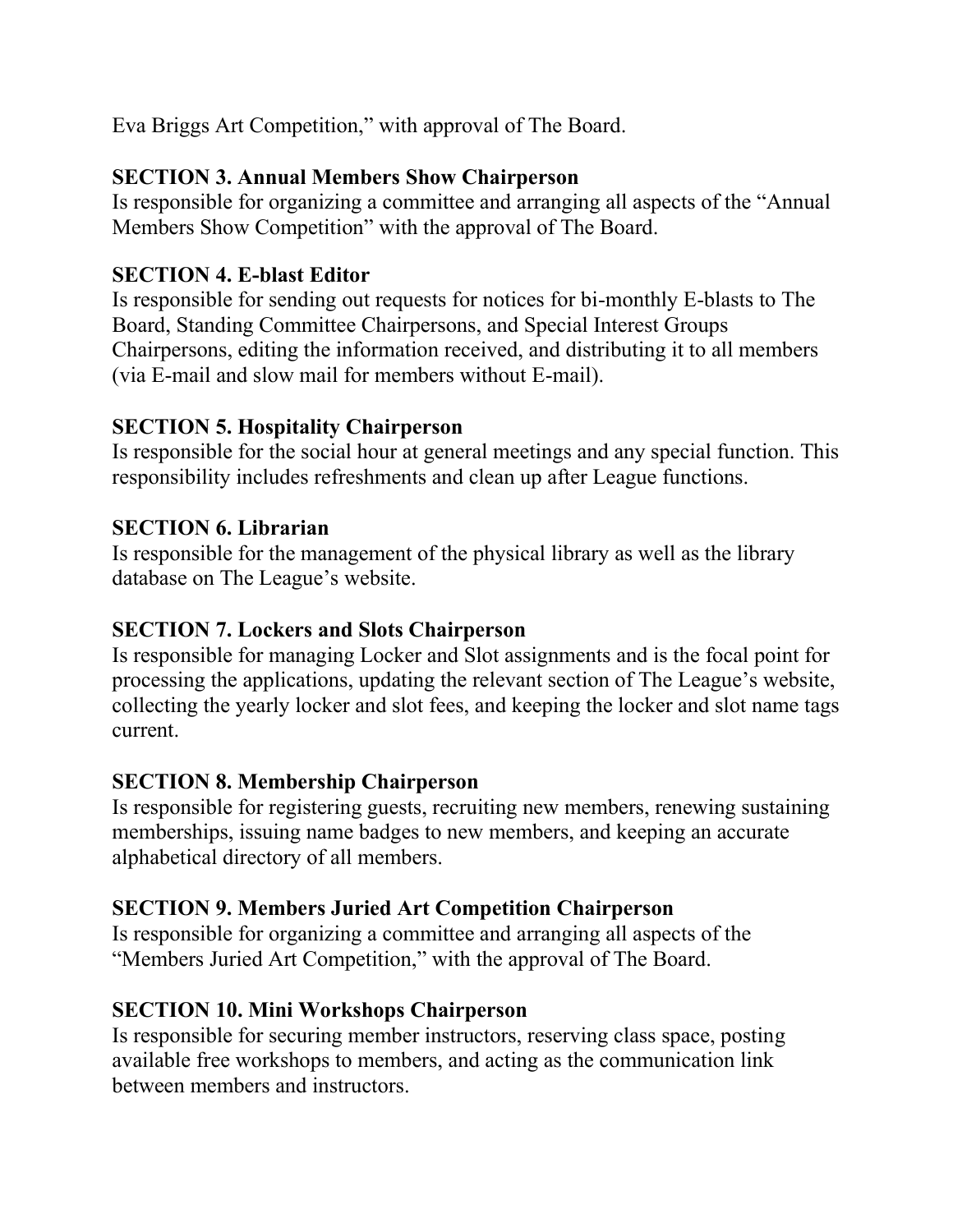Eva Briggs Art Competition," with approval of The Board.

**SECTION 3. Annual Members Show Chairperson**
Is responsible for organizing a committee and arranging all aspects of the "Annual Members Show Competition" with the approval of The Board.

**SECTION 4. E-blast Editor**
Is responsible for sending out requests for notices for bi-monthly E-blasts to The Board, Standing Committee Chairpersons, and Special Interest Groups Chairpersons, editing the information received, and distributing it to all members (via E-mail and slow mail for members without E-mail).

**SECTION 5. Hospitality Chairperson**
Is responsible for the social hour at general meetings and any special function. This responsibility includes refreshments and clean up after League functions.

**SECTION 6. Librarian**
Is responsible for the management of the physical library as well as the library database on The League's website.

**SECTION 7. Lockers and Slots Chairperson**
Is responsible for managing Locker and Slot assignments and is the focal point for processing the applications, updating the relevant section of The League's website, collecting the yearly locker and slot fees, and keeping the locker and slot name tags current.

**SECTION 8. Membership Chairperson**
Is responsible for registering guests, recruiting new members, renewing sustaining memberships, issuing name badges to new members, and keeping an accurate alphabetical directory of all members.

**SECTION 9. Members Juried Art Competition Chairperson**
Is responsible for organizing a committee and arranging all aspects of the "Members Juried Art Competition," with the approval of The Board.

**SECTION 10. Mini Workshops Chairperson**
Is responsible for securing member instructors, reserving class space, posting available free workshops to members, and acting as the communication link between members and instructors.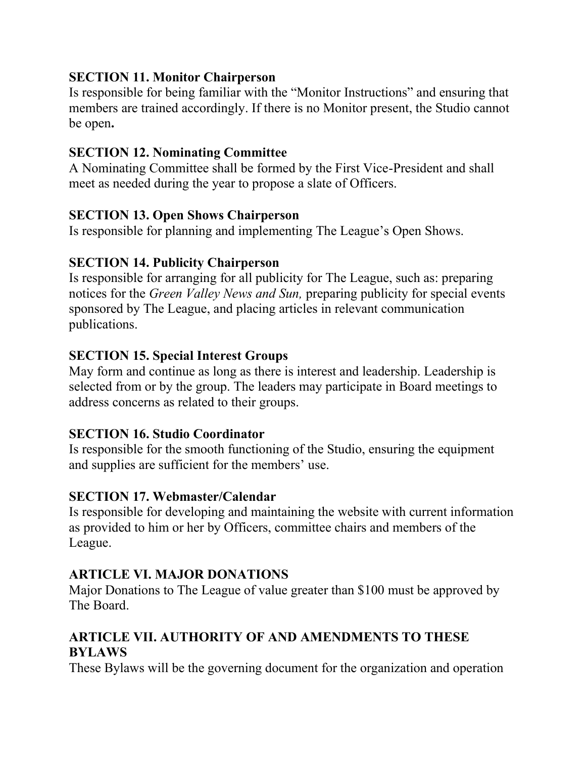**SECTION 11. Monitor Chairperson**

Is responsible for being familiar with the "Monitor Instructions" and ensuring that members are trained accordingly. If there is no Monitor present, the Studio cannot be open**.**

**SECTION 12. Nominating Committee**

A Nominating Committee shall be formed by the First Vice-President and shall meet as needed during the year to propose a slate of Officers.

**SECTION 13. Open Shows Chairperson**

Is responsible for planning and implementing The League's Open Shows.

**SECTION 14. Publicity Chairperson**

Is responsible for arranging for all publicity for The League, such as: preparing notices for the *Green Valley News and Sun,* preparing publicity for special events sponsored by The League, and placing articles in relevant communication publications.

**SECTION 15. Special Interest Groups**

May form and continue as long as there is interest and leadership. Leadership is selected from or by the group. The leaders may participate in Board meetings to address concerns as related to their groups.

**SECTION 16. Studio Coordinator**

Is responsible for the smooth functioning of the Studio, ensuring the equipment and supplies are sufficient for the members' use.

**SECTION 17. Webmaster/Calendar**

Is responsible for developing and maintaining the website with current information as provided to him or her by Officers, committee chairs and members of the League.

## ARTICLE VI. MAJOR DONATIONS

Major Donations to The League of value greater than $100 must be approved by The Board.

## ARTICLE VII. AUTHORITY OF AND AMENDMENTS TO THESE BYLAWS

These Bylaws will be the governing document for the organization and operation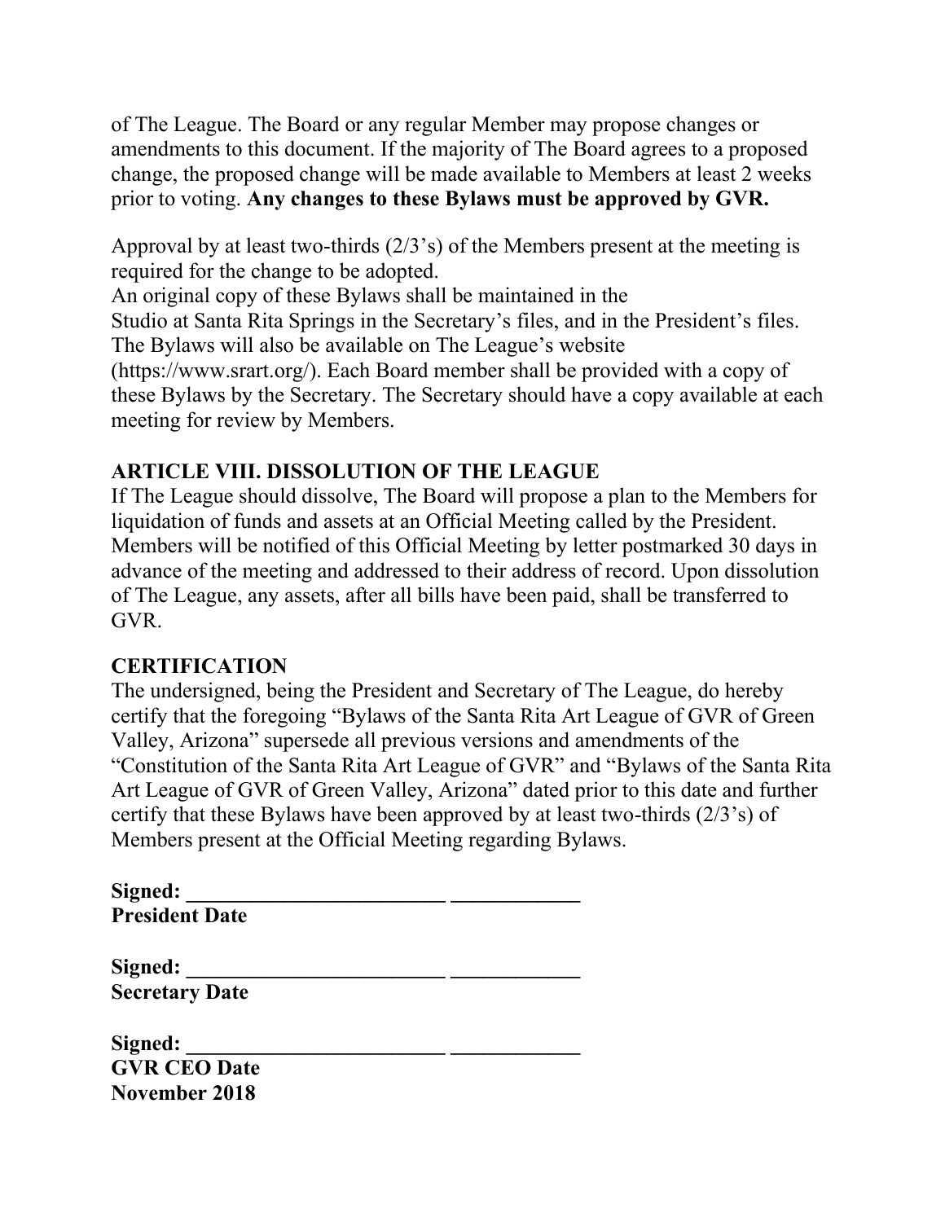of The League. The Board or any regular Member may propose changes or amendments to this document. If the majority of The Board agrees to a proposed change, the proposed change will be made available to Members at least 2 weeks prior to voting. **Any changes to these Bylaws must be approved by GVR.**

Approval by at least two-thirds (2/3's) of the Members present at the meeting is required for the change to be adopted.
An original copy of these Bylaws shall be maintained in the Studio at Santa Rita Springs in the Secretary's files, and in the President's files. The Bylaws will also be available on The League's website (https://www.srart.org/). Each Board member shall be provided with a copy of these Bylaws by the Secretary. The Secretary should have a copy available at each meeting for review by Members.

## ARTICLE VIII. DISSOLUTION OF THE LEAGUE

If The League should dissolve, The Board will propose a plan to the Members for liquidation of funds and assets at an Official Meeting called by the President. Members will be notified of this Official Meeting by letter postmarked 30 days in advance of the meeting and addressed to their address of record. Upon dissolution of The League, any assets, after all bills have been paid, shall be transferred to GVR.

## CERTIFICATION

The undersigned, being the President and Secretary of The League, do hereby certify that the foregoing "Bylaws of the Santa Rita Art League of GVR of Green Valley, Arizona" supersede all previous versions and amendments of the "Constitution of the Santa Rita Art League of GVR" and "Bylaws of the Santa Rita Art League of GVR of Green Valley, Arizona" dated prior to this date and further certify that these Bylaws have been approved by at least two-thirds (2/3's) of Members present at the Official Meeting regarding Bylaws.

**Signed: ________________________ ____________**
**President Date**

**Signed: ________________________ ____________**
**Secretary Date**

**Signed: ________________________ ____________**
**GVR CEO Date**
**November 2018**